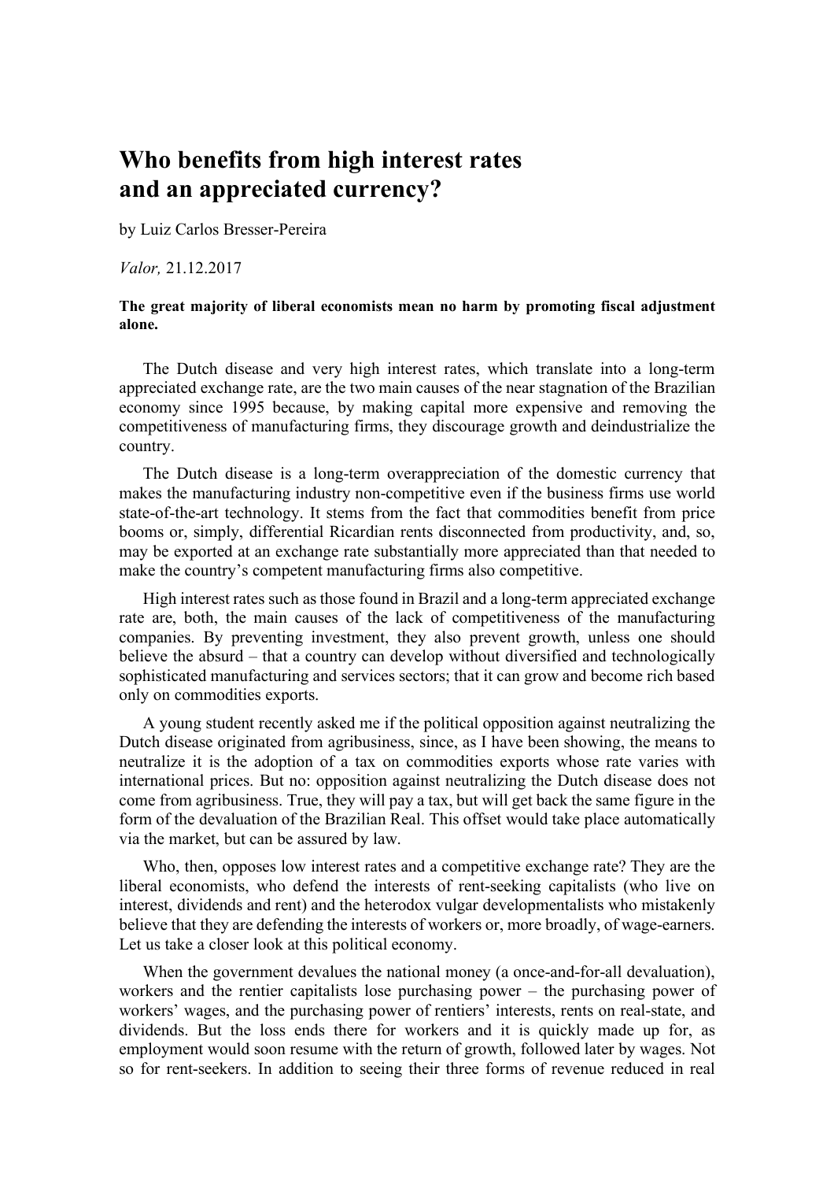# Who benefits from high interest rates and an appreciated currency?

by Luiz Carlos Bresser-Pereira

*Valor,* 21.12.2017

**The great majority of liberal economists mean no harm by promoting fiscal adjustment alone.**

The Dutch disease and very high interest rates, which translate into a long-term appreciated exchange rate, are the two main causes of the near stagnation of the Brazilian economy since 1995 because, by making capital more expensive and removing the competitiveness of manufacturing firms, they discourage growth and deindustrialize the country.

The Dutch disease is a long-term overappreciation of the domestic currency that makes the manufacturing industry non-competitive even if the business firms use world state-of-the-art technology. It stems from the fact that commodities benefit from price booms or, simply, differential Ricardian rents disconnected from productivity, and, so, may be exported at an exchange rate substantially more appreciated than that needed to make the country's competent manufacturing firms also competitive.

High interest rates such as those found in Brazil and a long-term appreciated exchange rate are, both, the main causes of the lack of competitiveness of the manufacturing companies. By preventing investment, they also prevent growth, unless one should believe the absurd – that a country can develop without diversified and technologically sophisticated manufacturing and services sectors; that it can grow and become rich based only on commodities exports.

A young student recently asked me if the political opposition against neutralizing the Dutch disease originated from agribusiness, since, as I have been showing, the means to neutralize it is the adoption of a tax on commodities exports whose rate varies with international prices. But no: opposition against neutralizing the Dutch disease does not come from agribusiness. True, they will pay a tax, but will get back the same figure in the form of the devaluation of the Brazilian Real. This offset would take place automatically via the market, but can be assured by law.

Who, then, opposes low interest rates and a competitive exchange rate? They are the liberal economists, who defend the interests of rent-seeking capitalists (who live on interest, dividends and rent) and the heterodox vulgar developmentalists who mistakenly believe that they are defending the interests of workers or, more broadly, of wage-earners. Let us take a closer look at this political economy.

When the government devalues the national money (a once-and-for-all devaluation), workers and the rentier capitalists lose purchasing power – the purchasing power of workers' wages, and the purchasing power of rentiers' interests, rents on real-state, and dividends. But the loss ends there for workers and it is quickly made up for, as employment would soon resume with the return of growth, followed later by wages. Not so for rent-seekers. In addition to seeing their three forms of revenue reduced in real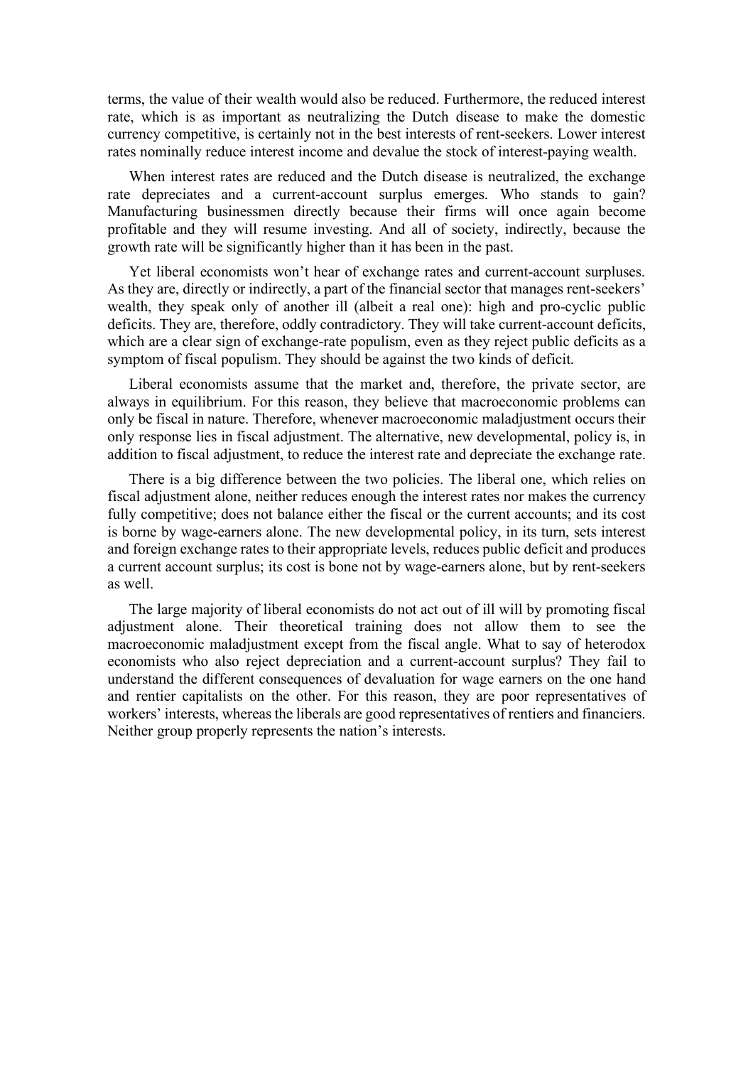terms, the value of their wealth would also be reduced. Furthermore, the reduced interest rate, which is as important as neutralizing the Dutch disease to make the domestic currency competitive, is certainly not in the best interests of rent-seekers. Lower interest rates nominally reduce interest income and devalue the stock of interest-paying wealth.

When interest rates are reduced and the Dutch disease is neutralized, the exchange rate depreciates and a current-account surplus emerges. Who stands to gain? Manufacturing businessmen directly because their firms will once again become profitable and they will resume investing. And all of society, indirectly, because the growth rate will be significantly higher than it has been in the past.

Yet liberal economists won't hear of exchange rates and current-account surpluses. As they are, directly or indirectly, a part of the financial sector that manages rent-seekers' wealth, they speak only of another ill (albeit a real one): high and pro-cyclic public deficits. They are, therefore, oddly contradictory. They will take current-account deficits, which are a clear sign of exchange-rate populism, even as they reject public deficits as a symptom of fiscal populism. They should be against the two kinds of deficit.

Liberal economists assume that the market and, therefore, the private sector, are always in equilibrium. For this reason, they believe that macroeconomic problems can only be fiscal in nature. Therefore, whenever macroeconomic maladjustment occurs their only response lies in fiscal adjustment. The alternative, new developmental, policy is, in addition to fiscal adjustment, to reduce the interest rate and depreciate the exchange rate.

There is a big difference between the two policies. The liberal one, which relies on fiscal adjustment alone, neither reduces enough the interest rates nor makes the currency fully competitive; does not balance either the fiscal or the current accounts; and its cost is borne by wage-earners alone. The new developmental policy, in its turn, sets interest and foreign exchange rates to their appropriate levels, reduces public deficit and produces a current account surplus; its cost is bone not by wage-earners alone, but by rent-seekers as well.

The large majority of liberal economists do not act out of ill will by promoting fiscal adjustment alone. Their theoretical training does not allow them to see the macroeconomic maladjustment except from the fiscal angle. What to say of heterodox economists who also reject depreciation and a current-account surplus? They fail to understand the different consequences of devaluation for wage earners on the one hand and rentier capitalists on the other. For this reason, they are poor representatives of workers' interests, whereas the liberals are good representatives of rentiers and financiers. Neither group properly represents the nation's interests.